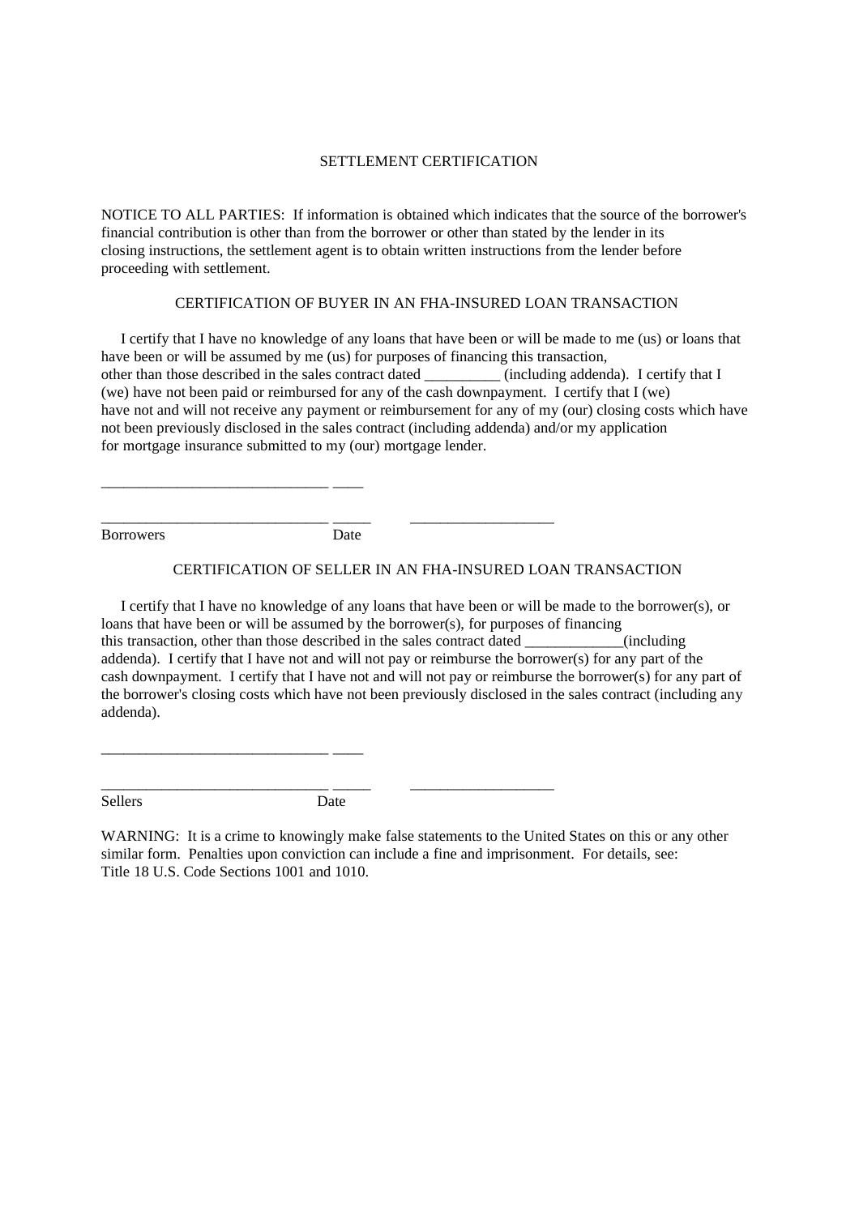# SETTLEMENT CERTIFICATION

NOTICE TO ALL PARTIES: If information is obtained which indicates that the source of the borrower's financial contribution is other than from the borrower or other than stated by the lender in its closing instructions, the settlement agent is to obtain written instructions from the lender before proceeding with settlement.

## CERTIFICATION OF BUYER IN AN FHA-INSURED LOAN TRANSACTION

I certify that I have no knowledge of any loans that have been or will be made to me (us) or loans that have been or will be assumed by me (us) for purposes of financing this transaction, other than those described in the sales contract dated __________ (including addenda). I certify that I (we) have not been paid or reimbursed for any of the cash downpayment. I certify that I (we) have not and will not receive any payment or reimbursement for any of my (our) closing costs which have not been previously disclosed in the sales contract (including addenda) and/or my application for mortgage insurance submitted to my (our) mortgage lender.

______________________________ ____

______________________________ _____ ___________________

Borrowers Date

## CERTIFICATION OF SELLER IN AN FHA-INSURED LOAN TRANSACTION

I certify that I have no knowledge of any loans that have been or will be made to the borrower(s), or loans that have been or will be assumed by the borrower(s), for purposes of financing this transaction, other than those described in the sales contract dated _____________(including addenda). I certify that I have not and will not pay or reimburse the borrower(s) for any part of the cash downpayment. I certify that I have not and will not pay or reimburse the borrower(s) for any part of the borrower's closing costs which have not been previously disclosed in the sales contract (including any addenda).

______________________________ ____

______________________________ _____ ___________________

Sellers Date

WARNING: It is a crime to knowingly make false statements to the United States on this or any other similar form. Penalties upon conviction can include a fine and imprisonment. For details, see: Title 18 U.S. Code Sections 1001 and 1010.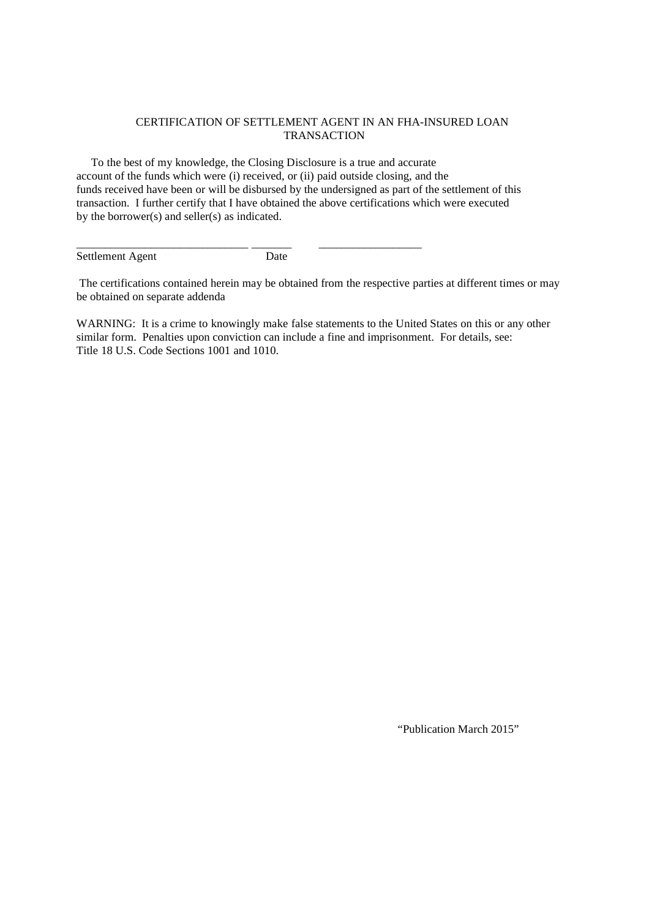## CERTIFICATION OF SETTLEMENT AGENT IN AN FHA-INSURED LOAN TRANSACTION

To the best of my knowledge, the Closing Disclosure is a true and accurate account of the funds which were (i) received, or (ii) paid outside closing, and the funds received have been or will be disbursed by the undersigned as part of the settlement of this transaction. I further certify that I have obtained the above certifications which were executed by the borrower(s) and seller(s) as indicated.

______________________________ _______ __________________

Settlement Agent Date

The certifications contained herein may be obtained from the respective parties at different times or may be obtained on separate addenda

WARNING: It is a crime to knowingly make false statements to the United States on this or any other similar form. Penalties upon conviction can include a fine and imprisonment. For details, see: Title 18 U.S. Code Sections 1001 and 1010.

"Publication March 2015"